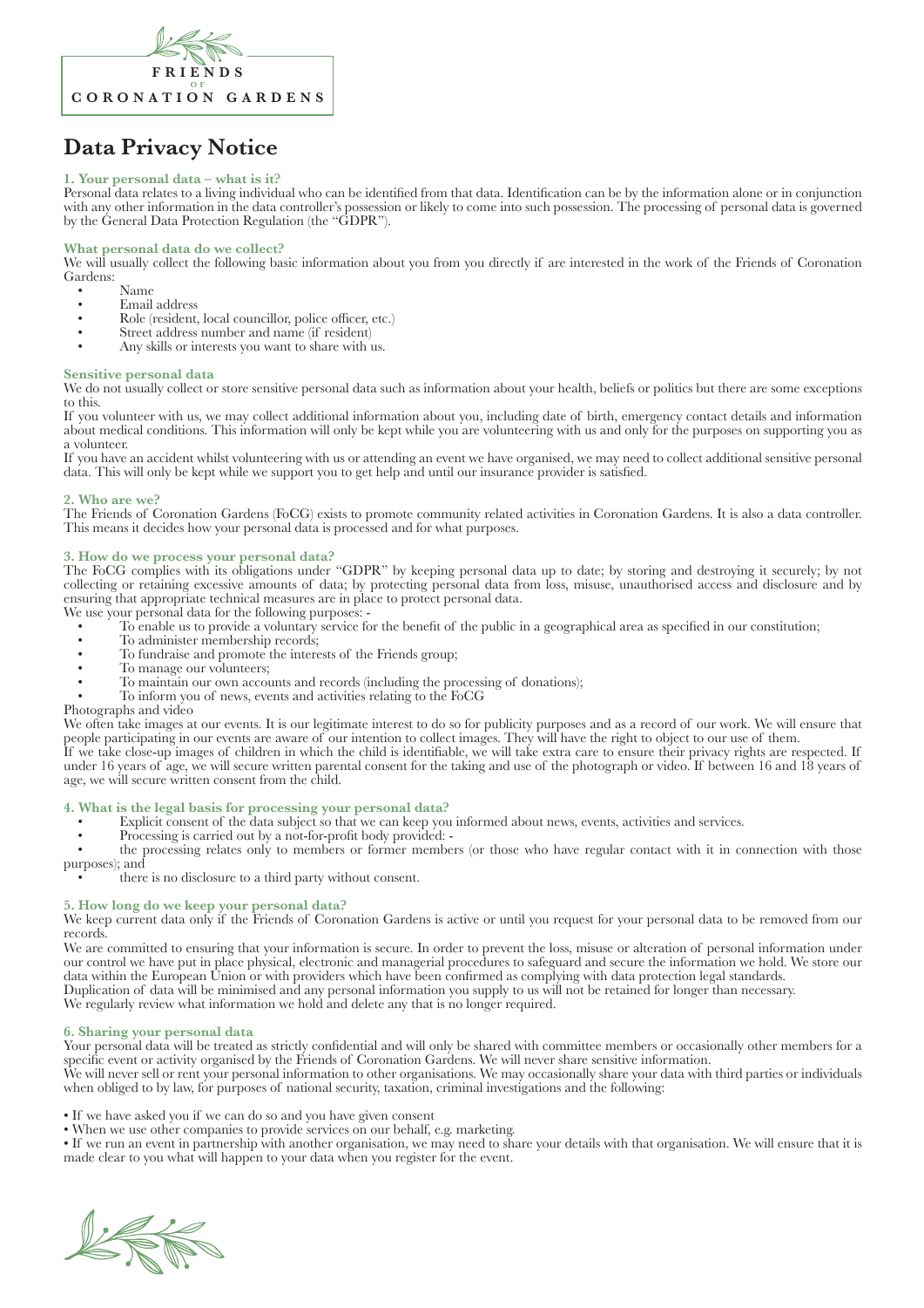FRIENDS
OF
CORONATION GARDENS

# Data Privacy Notice

### 1. Your personal data – what is it?

Personal data relates to a living individual who can be identified from that data. Identification can be by the information alone or in conjunction with any other information in the data controller's possession or likely to come into such possession. The processing of personal data is governed by the General Data Protection Regulation (the "GDPR").

### What personal data do we collect?

We will usually collect the following basic information about you from you directly if are interested in the work of the Friends of Coronation Gardens:

- Name
- Email address
- Role (resident, local councillor, police officer, etc.)
- Street address number and name (if resident)
- Any skills or interests you want to share with us.

### Sensitive personal data

We do not usually collect or store sensitive personal data such as information about your health, beliefs or politics but there are some exceptions to this.

If you volunteer with us, we may collect additional information about you, including date of birth, emergency contact details and information about medical conditions. This information will only be kept while you are volunteering with us and only for the purposes on supporting you as a volunteer.

If you have an accident whilst volunteering with us or attending an event we have organised, we may need to collect additional sensitive personal data. This will only be kept while we support you to get help and until our insurance provider is satisfied.

### 2. Who are we?

The Friends of Coronation Gardens (FoCG) exists to promote community related activities in Coronation Gardens. It is also a data controller. This means it decides how your personal data is processed and for what purposes.

### 3. How do we process your personal data?

The FoCG complies with its obligations under "GDPR" by keeping personal data up to date; by storing and destroying it securely; by not collecting or retaining excessive amounts of data; by protecting personal data from loss, misuse, unauthorised access and disclosure and by ensuring that appropriate technical measures are in place to protect personal data.

We use your personal data for the following purposes: -

- To enable us to provide a voluntary service for the benefit of the public in a geographical area as specified in our constitution;
- To administer membership records;
- To fundraise and promote the interests of the Friends group;
- To manage our volunteers;
- To maintain our own accounts and records (including the processing of donations);
- To inform you of news, events and activities relating to the FoCG

Photographs and video

We often take images at our events. It is our legitimate interest to do so for publicity purposes and as a record of our work. We will ensure that people participating in our events are aware of our intention to collect images. They will have the right to object to our use of them.

If we take close-up images of children in which the child is identifiable, we will take extra care to ensure their privacy rights are respected. If under 16 years of age, we will secure written parental consent for the taking and use of the photograph or video. If between 16 and 18 years of age, we will secure written consent from the child.

### 4. What is the legal basis for processing your personal data?

- Explicit consent of the data subject so that we can keep you informed about news, events, activities and services.
- Processing is carried out by a not-for-profit body provided: -
- the processing relates only to members or former members (or those who have regular contact with it in connection with those purposes); and
- there is no disclosure to a third party without consent.

### 5. How long do we keep your personal data?

We keep current data only if the Friends of Coronation Gardens is active or until you request for your personal data to be removed from our records.

We are committed to ensuring that your information is secure. In order to prevent the loss, misuse or alteration of personal information under our control we have put in place physical, electronic and managerial procedures to safeguard and secure the information we hold. We store our data within the European Union or with providers which have been confirmed as complying with data protection legal standards.

Duplication of data will be minimised and any personal information you supply to us will not be retained for longer than necessary.

We regularly review what information we hold and delete any that is no longer required.

### 6. Sharing your personal data

Your personal data will be treated as strictly confidential and will only be shared with committee members or occasionally other members for a specific event or activity organised by the Friends of Coronation Gardens. We will never share sensitive information.

We will never sell or rent your personal information to other organisations. We may occasionally share your data with third parties or individuals when obliged to by law, for purposes of national security, taxation, criminal investigations and the following:

- If we have asked you if we can do so and you have given consent
- When we use other companies to provide services on our behalf, e.g. marketing.
- If we run an event in partnership with another organisation, we may need to share your details with that organisation. We will ensure that it is made clear to you what will happen to your data when you register for the event.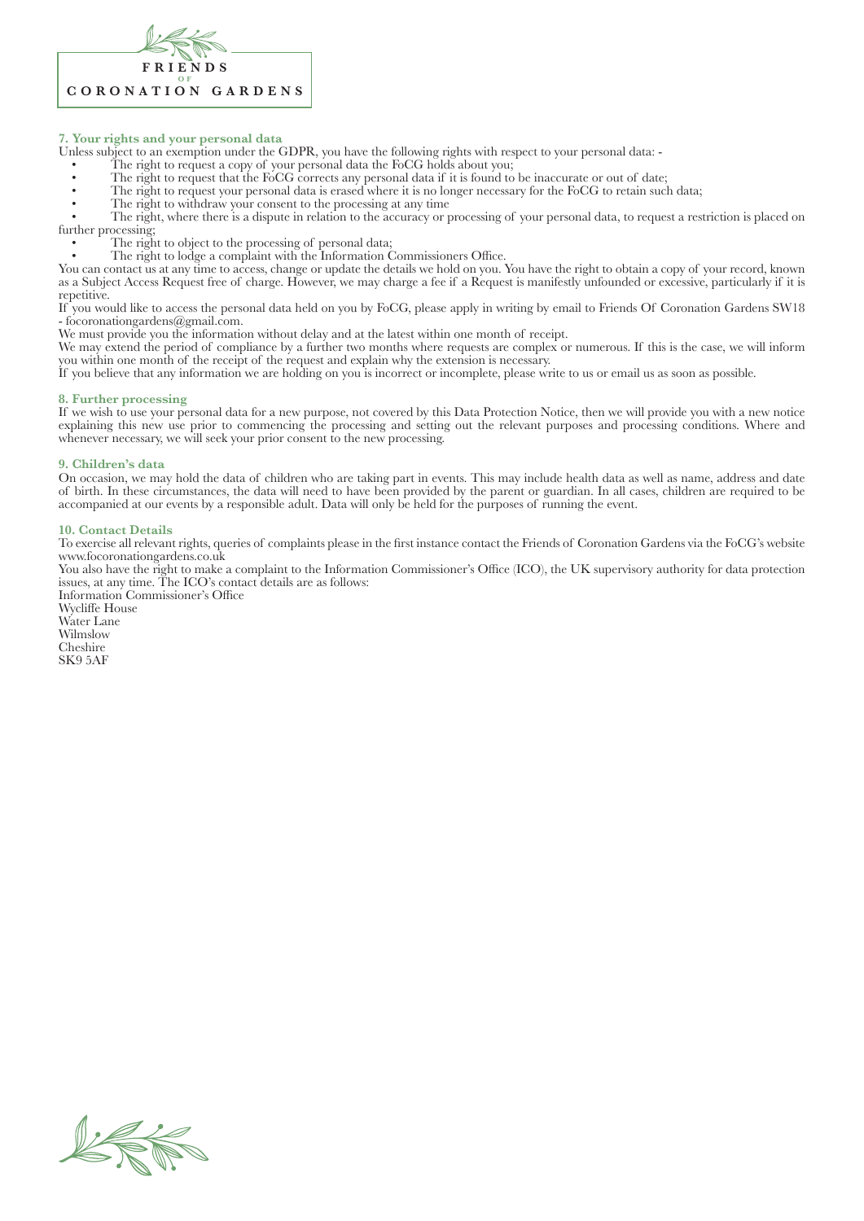## 7. Your rights and your personal data

Unless subject to an exemption under the GDPR, you have the following rights with respect to your personal data: -

- The right to request a copy of your personal data the FoCG holds about you;
- The right to request that the FoCG corrects any personal data if it is found to be inaccurate or out of date;
- The right to request your personal data is erased where it is no longer necessary for the FoCG to retain such data;
- The right to withdraw your consent to the processing at any time
- The right, where there is a dispute in relation to the accuracy or processing of your personal data, to request a restriction is placed on further processing;
- The right to object to the processing of personal data;
- The right to lodge a complaint with the Information Commissioners Office.

You can contact us at any time to access, change or update the details we hold on you. You have the right to obtain a copy of your record, known as a Subject Access Request free of charge. However, we may charge a fee if a Request is manifestly unfounded or excessive, particularly if it is repetitive.

If you would like to access the personal data held on you by FoCG, please apply in writing by email to Friends Of Coronation Gardens SW18 - focoronationgardens@gmail.com.

We must provide you the information without delay and at the latest within one month of receipt.

We may extend the period of compliance by a further two months where requests are complex or numerous. If this is the case, we will inform you within one month of the receipt of the request and explain why the extension is necessary.

If you believe that any information we are holding on you is incorrect or incomplete, please write to us or email us as soon as possible.

## 8. Further processing

If we wish to use your personal data for a new purpose, not covered by this Data Protection Notice, then we will provide you with a new notice explaining this new use prior to commencing the processing and setting out the relevant purposes and processing conditions. Where and whenever necessary, we will seek your prior consent to the new processing.

## 9. Children's data

On occasion, we may hold the data of children who are taking part in events. This may include health data as well as name, address and date of birth. In these circumstances, the data will need to have been provided by the parent or guardian. In all cases, children are required to be accompanied at our events by a responsible adult. Data will only be held for the purposes of running the event.

## 10. Contact Details

To exercise all relevant rights, queries of complaints please in the first instance contact the Friends of Coronation Gardens via the FoCG's website www.focoronationgardens.co.uk

You also have the right to make a complaint to the Information Commissioner's Office (ICO), the UK supervisory authority for data protection issues, at any time. The ICO's contact details are as follows:

Information Commissioner's Office
Wycliffe House
Water Lane
Wilmslow
Cheshire
SK9 5AF